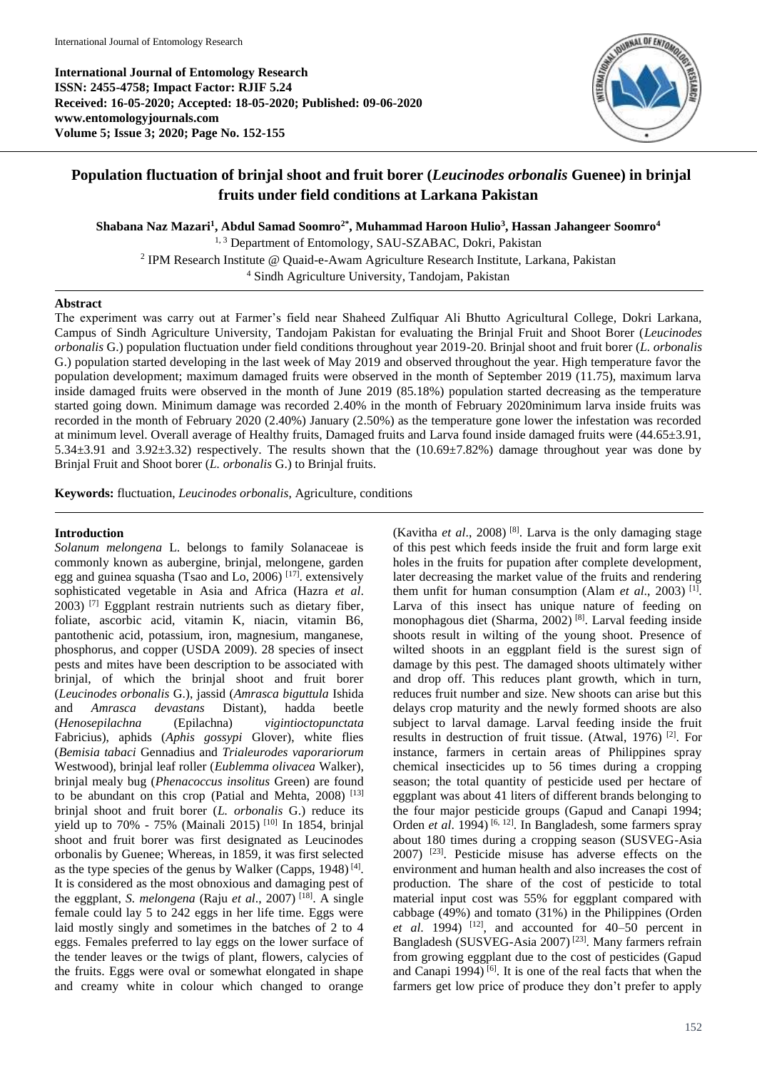**International Journal of Entomology Research**
**ISSN: 2455-4758; Impact Factor: RJIF 5.24**
**Received: 16-05-2020; Accepted: 18-05-2020; Published: 09-06-2020**
**www.entomologyjournals.com**
**Volume 5; Issue 3; 2020; Page No. 152-155**

# Population fluctuation of brinjal shoot and fruit borer (*Leucinodes orbonalis* Guenee) in brinjal fruits under field conditions at Larkana Pakistan

**Shabana Naz Mazari[1], Abdul Samad Soomro[2*], Muhammad Haroon Hulio[3], Hassan Jahangeer Soomro[4]**

[1, 3] Department of Entomology, SAU-SZABAC, Dokri, Pakistan
[2] IPM Research Institute @ Quaid-e-Awam Agriculture Research Institute, Larkana, Pakistan
[4] Sindh Agriculture University, Tandojam, Pakistan

## Abstract

The experiment was carry out at Farmer's field near Shaheed Zulfiquar Ali Bhutto Agricultural College, Dokri Larkana, Campus of Sindh Agriculture University, Tandojam Pakistan for evaluating the Brinjal Fruit and Shoot Borer (*Leucinodes orbonalis* G.) population fluctuation under field conditions throughout year 2019-20. Brinjal shoot and fruit borer (*L. orbonalis* G.) population started developing in the last week of May 2019 and observed throughout the year. High temperature favor the population development; maximum damaged fruits were observed in the month of September 2019 (11.75), maximum larva inside damaged fruits were observed in the month of June 2019 (85.18%) population started decreasing as the temperature started going down. Minimum damage was recorded 2.40% in the month of February 2020minimum larva inside fruits was recorded in the month of February 2020 (2.40%) January (2.50%) as the temperature gone lower the infestation was recorded at minimum level. Overall average of Healthy fruits, Damaged fruits and Larva found inside damaged fruits were (44.65±3.91, 5.34±3.91 and 3.92±3.32) respectively. The results shown that the (10.69±7.82%) damage throughout year was done by Brinjal Fruit and Shoot borer (*L. orbonalis* G.) to Brinjal fruits.

**Keywords:** fluctuation, *Leucinodes orbonalis*, Agriculture, conditions

## Introduction

*Solanum melongena* L. belongs to family Solanaceae is commonly known as aubergine, brinjal, melongene, garden egg and guinea squasha (Tsao and Lo, 2006) [17]. extensively sophisticated vegetable in Asia and Africa (Hazra *et al*. 2003) [7] Eggplant restrain nutrients such as dietary fiber, foliate, ascorbic acid, vitamin K, niacin, vitamin B6, pantothenic acid, potassium, iron, magnesium, manganese, phosphorus, and copper (USDA 2009). 28 species of insect pests and mites have been description to be associated with brinjal, of which the brinjal shoot and fruit borer (*Leucinodes orbonalis* G.), jassid (*Amrasca biguttula* Ishida and *Amrasca devastans* Distant), hadda beetle (*Henosepilachna* (Epilachna) *vigintioctopunctata* Fabricius), aphids (*Aphis gossypi* Glover), white flies (*Bemisia tabaci* Gennadius and *Trialeurodes vaporariorum* Westwood), brinjal leaf roller (*Eublemma olivacea* Walker), brinjal mealy bug (*Phenacoccus insolitus* Green) are found to be abundant on this crop (Patial and Mehta, 2008) [13] brinjal shoot and fruit borer (*L. orbonalis* G.) reduce its yield up to 70% - 75% (Mainali 2015) [10] In 1854, brinjal shoot and fruit borer was first designated as Leucinodes orbonalis by Guenee; Whereas, in 1859, it was first selected as the type species of the genus by Walker (Capps, 1948) [4]. It is considered as the most obnoxious and damaging pest of the eggplant, *S. melongena* (Raju *et al*., 2007) [18]. A single female could lay 5 to 242 eggs in her life time. Eggs were laid mostly singly and sometimes in the batches of 2 to 4 eggs. Females preferred to lay eggs on the lower surface of the tender leaves or the twigs of plant, flowers, calycies of the fruits. Eggs were oval or somewhat elongated in shape and creamy white in colour which changed to orange (Kavitha *et al*., 2008) [8]. Larva is the only damaging stage of this pest which feeds inside the fruit and form large exit holes in the fruits for pupation after complete development, later decreasing the market value of the fruits and rendering them unfit for human consumption (Alam *et al*., 2003) [1]. Larva of this insect has unique nature of feeding on monophagous diet (Sharma, 2002) [8]. Larval feeding inside shoots result in wilting of the young shoot. Presence of wilted shoots in an eggplant field is the surest sign of damage by this pest. The damaged shoots ultimately wither and drop off. This reduces plant growth, which in turn, reduces fruit number and size. New shoots can arise but this delays crop maturity and the newly formed shoots are also subject to larval damage. Larval feeding inside the fruit results in destruction of fruit tissue. (Atwal, 1976) [2]. For instance, farmers in certain areas of Philippines spray chemical insecticides up to 56 times during a cropping season; the total quantity of pesticide used per hectare of eggplant was about 41 liters of different brands belonging to the four major pesticide groups (Gapud and Canapi 1994; Orden *et al*. 1994) [6, 12]. In Bangladesh, some farmers spray about 180 times during a cropping season (SUSVEG-Asia 2007) [23]. Pesticide misuse has adverse effects on the environment and human health and also increases the cost of production. The share of the cost of pesticide to total material input cost was 55% for eggplant compared with cabbage (49%) and tomato (31%) in the Philippines (Orden *et al*. 1994) [12], and accounted for 40–50 percent in Bangladesh (SUSVEG-Asia 2007) [23]. Many farmers refrain from growing eggplant due to the cost of pesticides (Gapud and Canapi 1994) [6]. It is one of the real facts that when the farmers get low price of produce they don't prefer to apply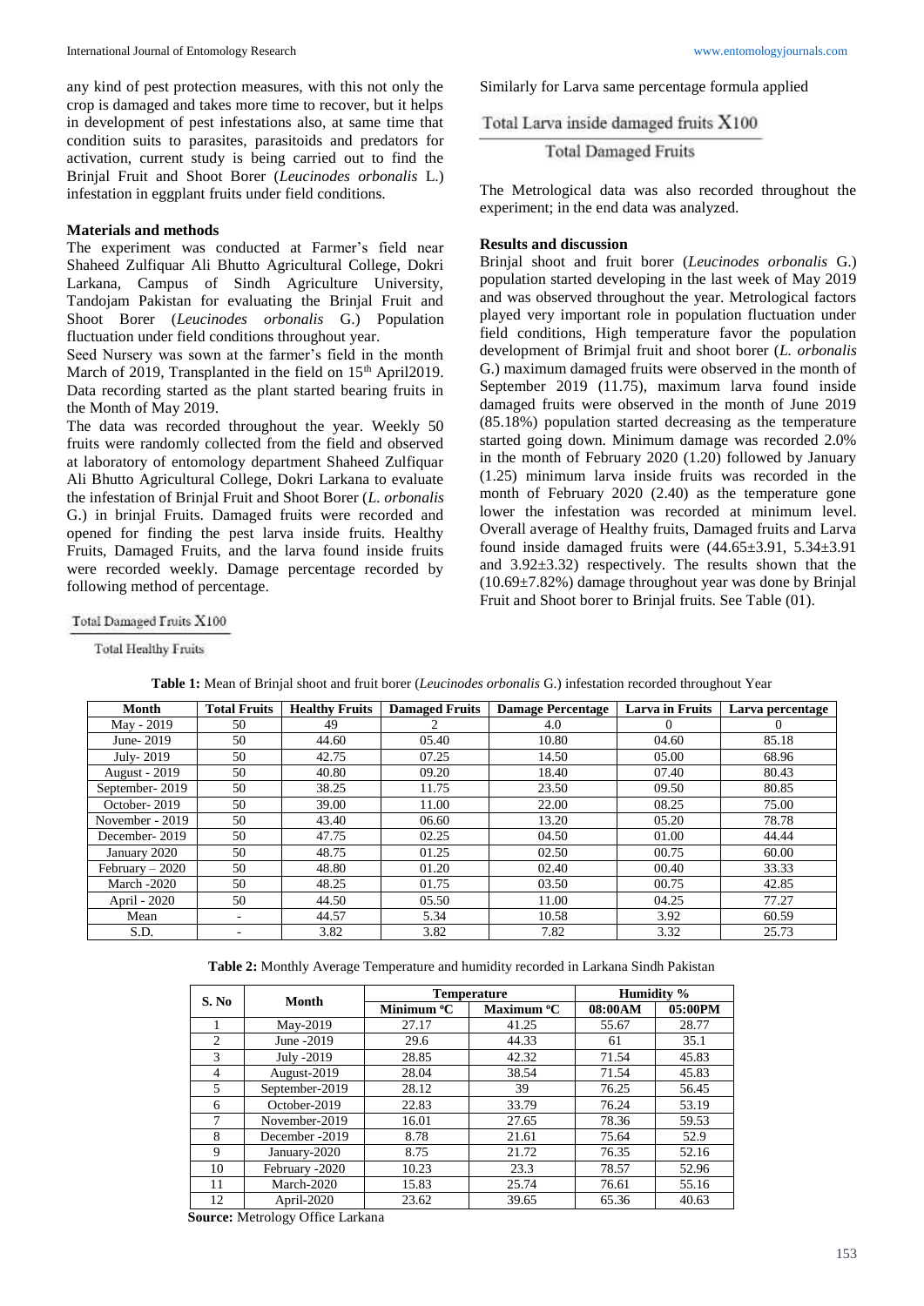any kind of pest protection measures, with this not only the crop is damaged and takes more time to recover, but it helps in development of pest infestations also, at same time that condition suits to parasites, parasitoids and predators for activation, current study is being carried out to find the Brinjal Fruit and Shoot Borer (*Leucinodes orbonalis* L.) infestation in eggplant fruits under field conditions.

## Materials and methods

The experiment was conducted at Farmer's field near Shaheed Zulfiquar Ali Bhutto Agricultural College, Dokri Larkana, Campus of Sindh Agriculture University, Tandojam Pakistan for evaluating the Brinjal Fruit and Shoot Borer (*Leucinodes orbonalis* G.) Population fluctuation under field conditions throughout year.

Seed Nursery was sown at the farmer's field in the month March of 2019, Transplanted in the field on 15th April2019. Data recording started as the plant started bearing fruits in the Month of May 2019.

The data was recorded throughout the year. Weekly 50 fruits were randomly collected from the field and observed at laboratory of entomology department Shaheed Zulfiquar Ali Bhutto Agricultural College, Dokri Larkana to evaluate the infestation of Brinjal Fruit and Shoot Borer (*L. orbonalis* G.) in brinjal Fruits. Damaged fruits were recorded and opened for finding the pest larva inside fruits. Healthy Fruits, Damaged Fruits, and the larva found inside fruits were recorded weekly. Damage percentage recorded by following method of percentage.

$$\frac{\text{Total Damaged Fruits X100}}{\text{Total Healthy Fruits}}$$

Similarly for Larva same percentage formula applied

$$\frac{\text{Total Larva inside damaged fruits X100}}{\text{Total Damaged Fruits}}$$

The Metrological data was also recorded throughout the experiment; in the end data was analyzed.

## Results and discussion

Brinjal shoot and fruit borer (*Leucinodes orbonalis* G.) population started developing in the last week of May 2019 and was observed throughout the year. Metrological factors played very important role in population fluctuation under field conditions, High temperature favor the population development of Brimjal fruit and shoot borer (*L. orbonalis* G.) maximum damaged fruits were observed in the month of September 2019 (11.75), maximum larva found inside damaged fruits were observed in the month of June 2019 (85.18%) population started decreasing as the temperature started going down. Minimum damage was recorded 2.0% in the month of February 2020 (1.20) followed by January (1.25) minimum larva inside fruits was recorded in the month of February 2020 (2.40) as the temperature gone lower the infestation was recorded at minimum level. Overall average of Healthy fruits, Damaged fruits and Larva found inside damaged fruits were (44.65±3.91, 5.34±3.91 and 3.92±3.32) respectively. The results shown that the (10.69±7.82%) damage throughout year was done by Brinjal Fruit and Shoot borer to Brinjal fruits. See Table (01).

**Table 1:** Mean of Brinjal shoot and fruit borer (*Leucinodes orbonalis* G.) infestation recorded throughout Year

| Month | Total Fruits | Healthy Fruits | Damaged Fruits | Damage Percentage | Larva in Fruits | Larva percentage |
|---|---|---|---|---|---|---|
| May - 2019 | 50 | 49 | 2 | 4.0 | 0 | 0 |
| June- 2019 | 50 | 44.60 | 05.40 | 10.80 | 04.60 | 85.18 |
| July- 2019 | 50 | 42.75 | 07.25 | 14.50 | 05.00 | 68.96 |
| August - 2019 | 50 | 40.80 | 09.20 | 18.40 | 07.40 | 80.43 |
| September- 2019 | 50 | 38.25 | 11.75 | 23.50 | 09.50 | 80.85 |
| October- 2019 | 50 | 39.00 | 11.00 | 22.00 | 08.25 | 75.00 |
| November - 2019 | 50 | 43.40 | 06.60 | 13.20 | 05.20 | 78.78 |
| December- 2019 | 50 | 47.75 | 02.25 | 04.50 | 01.00 | 44.44 |
| January 2020 | 50 | 48.75 | 01.25 | 02.50 | 00.75 | 60.00 |
| February – 2020 | 50 | 48.80 | 01.20 | 02.40 | 00.40 | 33.33 |
| March -2020 | 50 | 48.25 | 01.75 | 03.50 | 00.75 | 42.85 |
| April - 2020 | 50 | 44.50 | 05.50 | 11.00 | 04.25 | 77.27 |
| Mean | - | 44.57 | 5.34 | 10.58 | 3.92 | 60.59 |
| S.D. | - | 3.82 | 3.82 | 7.82 | 3.32 | 25.73 |

**Table 2:** Monthly Average Temperature and humidity recorded in Larkana Sindh Pakistan

| S. No | Month | Temperature | | Humidity % | |
|---|---|---|---|---|---|
| | | Minimum °C | Maximum °C | 08:00AM | 05:00PM |
| 1 | May-2019 | 27.17 | 41.25 | 55.67 | 28.77 |
| 2 | June -2019 | 29.6 | 44.33 | 61 | 35.1 |
| 3 | July -2019 | 28.85 | 42.32 | 71.54 | 45.83 |
| 4 | August-2019 | 28.04 | 38.54 | 71.54 | 45.83 |
| 5 | September-2019 | 28.12 | 39 | 76.25 | 56.45 |
| 6 | October-2019 | 22.83 | 33.79 | 76.24 | 53.19 |
| 7 | November-2019 | 16.01 | 27.65 | 78.36 | 59.53 |
| 8 | December -2019 | 8.78 | 21.61 | 75.64 | 52.9 |
| 9 | January-2020 | 8.75 | 21.72 | 76.35 | 52.16 |
| 10 | February -2020 | 10.23 | 23.3 | 78.57 | 52.96 |
| 11 | March-2020 | 15.83 | 25.74 | 76.61 | 55.16 |
| 12 | April-2020 | 23.62 | 39.65 | 65.36 | 40.63 |

**Source:** Metrology Office Larkana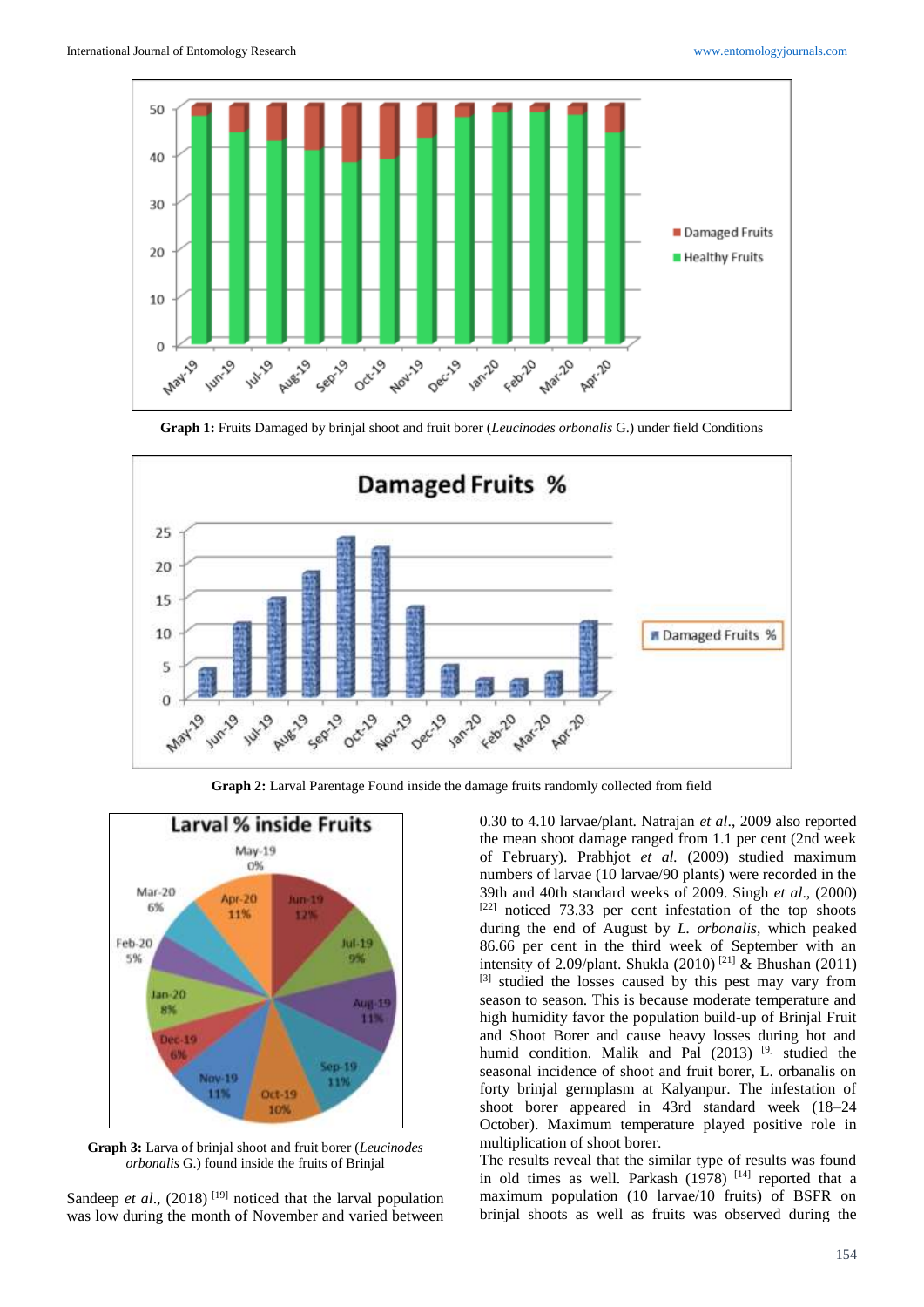**Graph 1:** Fruits Damaged by brinjal shoot and fruit borer (*Leucinodes orbonalis* G.) under field Conditions

**Graph 2:** Larval Parentage Found inside the damage fruits randomly collected from field

**Graph 3:** Larva of brinjal shoot and fruit borer (*Leucinodes orbonalis* G.) found inside the fruits of Brinjal

Sandeep *et al*., (2018) [19] noticed that the larval population was low during the month of November and varied between 0.30 to 4.10 larvae/plant. Natrajan *et al*., 2009 also reported the mean shoot damage ranged from 1.1 per cent (2nd week of February). Prabhjot *et al.* (2009) studied maximum numbers of larvae (10 larvae/90 plants) were recorded in the 39th and 40th standard weeks of 2009. Singh *et al*., (2000) [22] noticed 73.33 per cent infestation of the top shoots during the end of August by *L. orbonalis*, which peaked 86.66 per cent in the third week of September with an intensity of 2.09/plant. Shukla (2010) [21] & Bhushan (2011) [3] studied the losses caused by this pest may vary from season to season. This is because moderate temperature and high humidity favor the population build-up of Brinjal Fruit and Shoot Borer and cause heavy losses during hot and humid condition. Malik and Pal (2013) [9] studied the seasonal incidence of shoot and fruit borer, L. orbanalis on forty brinjal germplasm at Kalyanpur. The infestation of shoot borer appeared in 43rd standard week (18–24 October). Maximum temperature played positive role in multiplication of shoot borer.

The results reveal that the similar type of results was found in old times as well. Parkash (1978) [14] reported that a maximum population (10 larvae/10 fruits) of BSFR on brinjal shoots as well as fruits was observed during the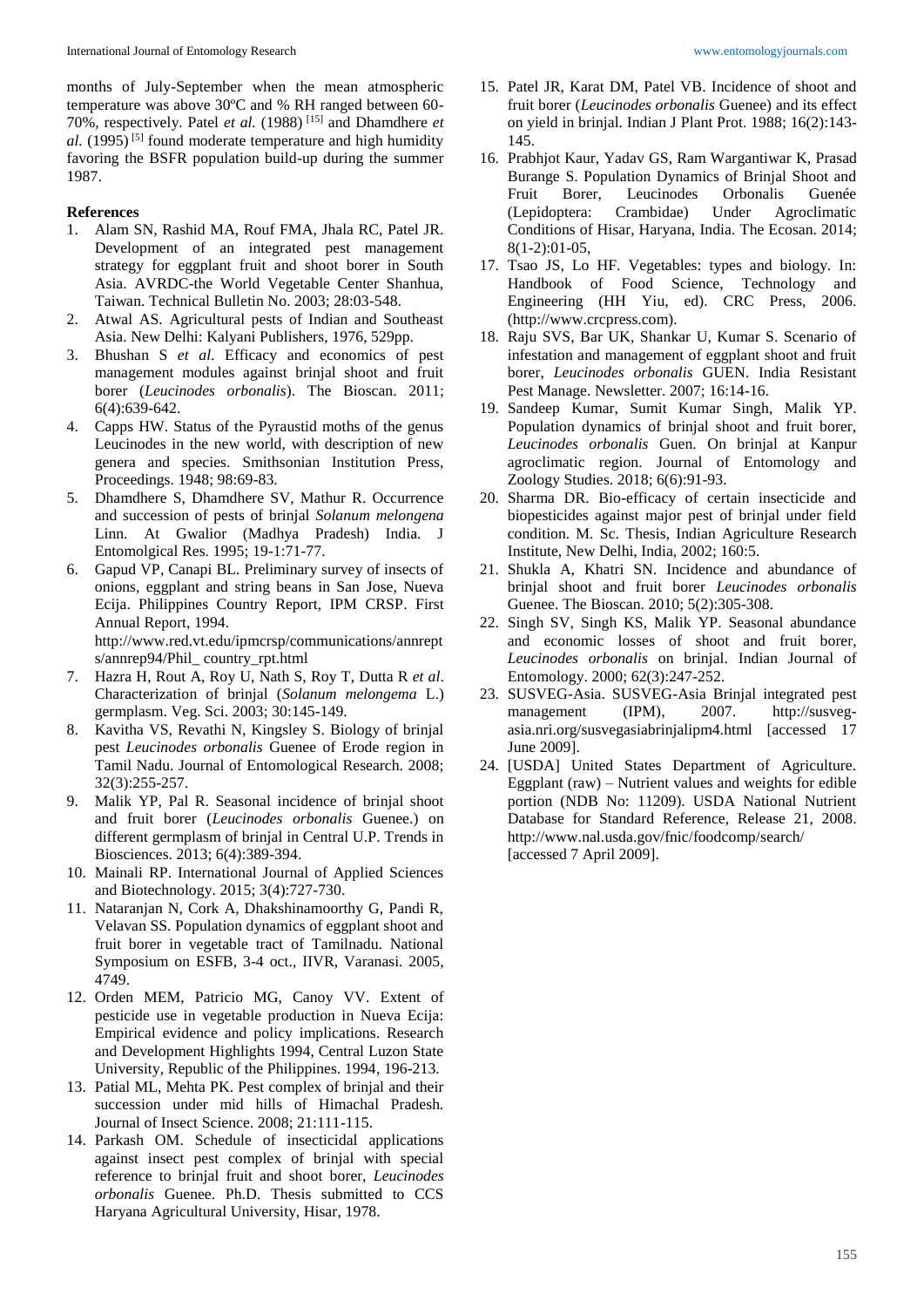months of July-September when the mean atmospheric temperature was above 30ºC and % RH ranged between 60-70%, respectively. Patel *et al.* (1988) [15] and Dhamdhere *et al.* (1995) [5] found moderate temperature and high humidity favoring the BSFR population build-up during the summer 1987.

**References**

1. Alam SN, Rashid MA, Rouf FMA, Jhala RC, Patel JR. Development of an integrated pest management strategy for eggplant fruit and shoot borer in South Asia. AVRDC-the World Vegetable Center Shanhua, Taiwan. Technical Bulletin No. 2003; 28:03-548.
2. Atwal AS. Agricultural pests of Indian and Southeast Asia. New Delhi: Kalyani Publishers, 1976, 529pp.
3. Bhushan S *et al.* Efficacy and economics of pest management modules against brinjal shoot and fruit borer (*Leucinodes orbonalis*). The Bioscan. 2011; 6(4):639-642.
4. Capps HW. Status of the Pyraustid moths of the genus Leucinodes in the new world, with description of new genera and species. Smithsonian Institution Press, Proceedings. 1948; 98:69-83.
5. Dhamdhere S, Dhamdhere SV, Mathur R. Occurrence and succession of pests of brinjal *Solanum melongena* Linn. At Gwalior (Madhya Pradesh) India. J Entomolgical Res. 1995; 19-1:71-77.
6. Gapud VP, Canapi BL. Preliminary survey of insects of onions, eggplant and string beans in San Jose, Nueva Ecija. Philippines Country Report, IPM CRSP. First Annual Report, 1994. http://www.red.vt.edu/ipmcrsp/communications/annrepts/annrep94/Phil_ country_rpt.html
7. Hazra H, Rout A, Roy U, Nath S, Roy T, Dutta R *et al*. Characterization of brinjal (*Solanum melongema* L.) germplasm. Veg. Sci. 2003; 30:145-149.
8. Kavitha VS, Revathi N, Kingsley S. Biology of brinjal pest *Leucinodes orbonalis* Guenee of Erode region in Tamil Nadu. Journal of Entomological Research. 2008; 32(3):255-257.
9. Malik YP, Pal R. Seasonal incidence of brinjal shoot and fruit borer (*Leucinodes orbonalis* Guenee.) on different germplasm of brinjal in Central U.P. Trends in Biosciences. 2013; 6(4):389-394.
10. Mainali RP. International Journal of Applied Sciences and Biotechnology. 2015; 3(4):727-730.
11. Nataranjan N, Cork A, Dhakshinamoorthy G, Pandi R, Velavan SS. Population dynamics of eggplant shoot and fruit borer in vegetable tract of Tamilnadu. National Symposium on ESFB, 3-4 oct., IIVR, Varanasi. 2005, 4749.
12. Orden MEM, Patricio MG, Canoy VV. Extent of pesticide use in vegetable production in Nueva Ecija: Empirical evidence and policy implications. Research and Development Highlights 1994, Central Luzon State University, Republic of the Philippines. 1994, 196-213.
13. Patial ML, Mehta PK. Pest complex of brinjal and their succession under mid hills of Himachal Pradesh. Journal of Insect Science. 2008; 21:111-115.
14. Parkash OM. Schedule of insecticidal applications against insect pest complex of brinjal with special reference to brinjal fruit and shoot borer, *Leucinodes orbonalis* Guenee. Ph.D. Thesis submitted to CCS Haryana Agricultural University, Hisar, 1978.
15. Patel JR, Karat DM, Patel VB. Incidence of shoot and fruit borer (*Leucinodes orbonalis* Guenee) and its effect on yield in brinjal. Indian J Plant Prot. 1988; 16(2):143-145.
16. Prabhjot Kaur, Yadav GS, Ram Wargantiwar K, Prasad Burange S. Population Dynamics of Brinjal Shoot and Fruit Borer, Leucinodes Orbonalis Guenée (Lepidoptera: Crambidae) Under Agroclimatic Conditions of Hisar, Haryana, India. The Ecosan. 2014; 8(1-2):01-05,
17. Tsao JS, Lo HF. Vegetables: types and biology. In: Handbook of Food Science, Technology and Engineering (HH Yiu, ed). CRC Press, 2006. (http://www.crcpress.com).
18. Raju SVS, Bar UK, Shankar U, Kumar S. Scenario of infestation and management of eggplant shoot and fruit borer, *Leucinodes orbonalis* GUEN. India Resistant Pest Manage. Newsletter. 2007; 16:14-16.
19. Sandeep Kumar, Sumit Kumar Singh, Malik YP. Population dynamics of brinjal shoot and fruit borer, *Leucinodes orbonalis* Guen. On brinjal at Kanpur agroclimatic region. Journal of Entomology and Zoology Studies. 2018; 6(6):91-93.
20. Sharma DR. Bio-efficacy of certain insecticide and biopesticides against major pest of brinjal under field condition. M. Sc. Thesis, Indian Agriculture Research Institute, New Delhi, India, 2002; 160:5.
21. Shukla A, Khatri SN. Incidence and abundance of brinjal shoot and fruit borer *Leucinodes orbonalis* Guenee. The Bioscan. 2010; 5(2):305-308.
22. Singh SV, Singh KS, Malik YP. Seasonal abundance and economic losses of shoot and fruit borer, *Leucinodes orbonalis* on brinjal. Indian Journal of Entomology. 2000; 62(3):247-252.
23. SUSVEG-Asia. SUSVEG-Asia Brinjal integrated pest management (IPM), 2007. http://susveg-asia.nri.org/susvegasiabrinjalipm4.html [accessed 17 June 2009].
24. [USDA] United States Department of Agriculture. Eggplant (raw) – Nutrient values and weights for edible portion (NDB No: 11209). USDA National Nutrient Database for Standard Reference, Release 21, 2008. http://www.nal.usda.gov/fnic/foodcomp/search/ [accessed 7 April 2009].